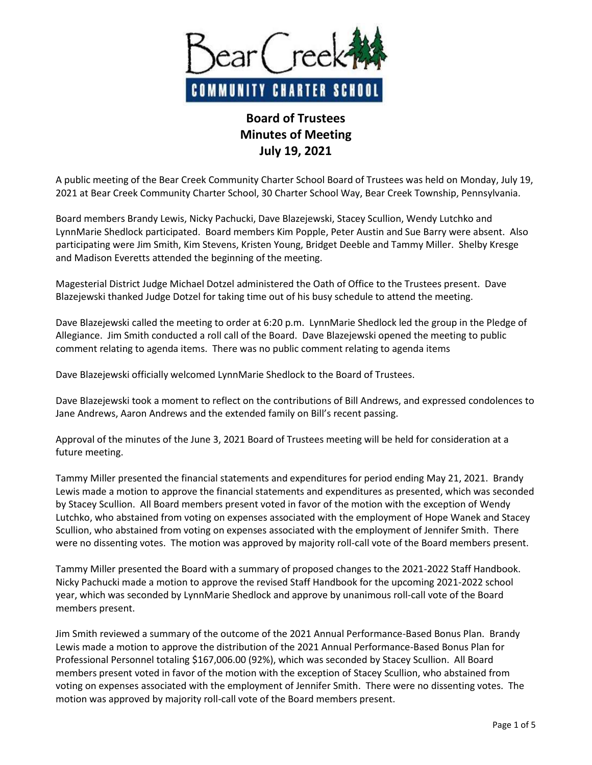# Board of Trustees
## Minutes of Meeting
## July 19, 2021

A public meeting of the Bear Creek Community Charter School Board of Trustees was held on Monday, July 19, 2021 at Bear Creek Community Charter School, 30 Charter School Way, Bear Creek Township, Pennsylvania.

Board members Brandy Lewis, Nicky Pachucki, Dave Blazejewski, Stacey Scullion, Wendy Lutchko and LynnMarie Shedlock participated. Board members Kim Popple, Peter Austin and Sue Barry were absent. Also participating were Jim Smith, Kim Stevens, Kristen Young, Bridget Deeble and Tammy Miller. Shelby Kresge and Madison Everetts attended the beginning of the meeting.

Magesterial District Judge Michael Dotzel administered the Oath of Office to the Trustees present. Dave Blazejewski thanked Judge Dotzel for taking time out of his busy schedule to attend the meeting.

Dave Blazejewski called the meeting to order at 6:20 p.m. LynnMarie Shedlock led the group in the Pledge of Allegiance. Jim Smith conducted a roll call of the Board. Dave Blazejewski opened the meeting to public comment relating to agenda items. There was no public comment relating to agenda items

Dave Blazejewski officially welcomed LynnMarie Shedlock to the Board of Trustees.

Dave Blazejewski took a moment to reflect on the contributions of Bill Andrews, and expressed condolences to Jane Andrews, Aaron Andrews and the extended family on Bill's recent passing.

Approval of the minutes of the June 3, 2021 Board of Trustees meeting will be held for consideration at a future meeting.

Tammy Miller presented the financial statements and expenditures for period ending May 21, 2021. Brandy Lewis made a motion to approve the financial statements and expenditures as presented, which was seconded by Stacey Scullion. All Board members present voted in favor of the motion with the exception of Wendy Lutchko, who abstained from voting on expenses associated with the employment of Hope Wanek and Stacey Scullion, who abstained from voting on expenses associated with the employment of Jennifer Smith. There were no dissenting votes. The motion was approved by majority roll-call vote of the Board members present.

Tammy Miller presented the Board with a summary of proposed changes to the 2021-2022 Staff Handbook. Nicky Pachucki made a motion to approve the revised Staff Handbook for the upcoming 2021-2022 school year, which was seconded by LynnMarie Shedlock and approve by unanimous roll-call vote of the Board members present.

Jim Smith reviewed a summary of the outcome of the 2021 Annual Performance-Based Bonus Plan. Brandy Lewis made a motion to approve the distribution of the 2021 Annual Performance-Based Bonus Plan for Professional Personnel totaling $167,006.00 (92%), which was seconded by Stacey Scullion. All Board members present voted in favor of the motion with the exception of Stacey Scullion, who abstained from voting on expenses associated with the employment of Jennifer Smith. There were no dissenting votes. The motion was approved by majority roll-call vote of the Board members present.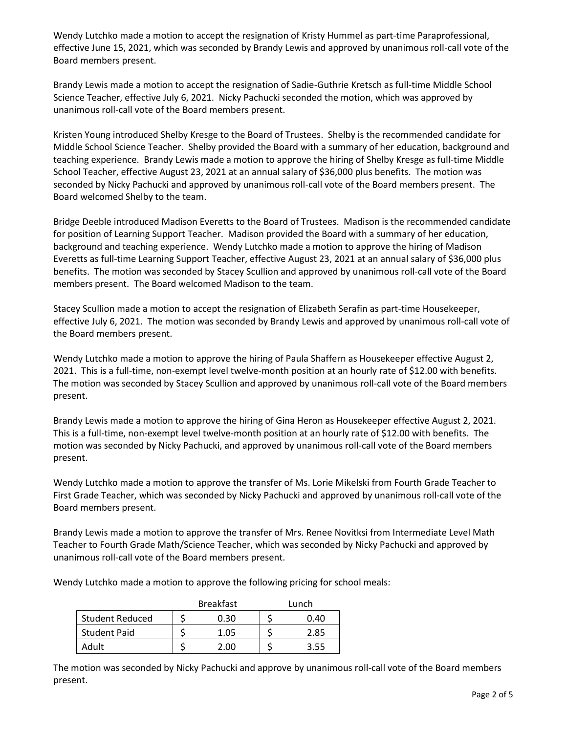Wendy Lutchko made a motion to accept the resignation of Kristy Hummel as part-time Paraprofessional, effective June 15, 2021, which was seconded by Brandy Lewis and approved by unanimous roll-call vote of the Board members present.

Brandy Lewis made a motion to accept the resignation of Sadie-Guthrie Kretsch as full-time Middle School Science Teacher, effective July 6, 2021. Nicky Pachucki seconded the motion, which was approved by unanimous roll-call vote of the Board members present.

Kristen Young introduced Shelby Kresge to the Board of Trustees. Shelby is the recommended candidate for Middle School Science Teacher. Shelby provided the Board with a summary of her education, background and teaching experience. Brandy Lewis made a motion to approve the hiring of Shelby Kresge as full-time Middle School Teacher, effective August 23, 2021 at an annual salary of $36,000 plus benefits. The motion was seconded by Nicky Pachucki and approved by unanimous roll-call vote of the Board members present. The Board welcomed Shelby to the team.

Bridge Deeble introduced Madison Everetts to the Board of Trustees. Madison is the recommended candidate for position of Learning Support Teacher. Madison provided the Board with a summary of her education, background and teaching experience. Wendy Lutchko made a motion to approve the hiring of Madison Everetts as full-time Learning Support Teacher, effective August 23, 2021 at an annual salary of $36,000 plus benefits. The motion was seconded by Stacey Scullion and approved by unanimous roll-call vote of the Board members present. The Board welcomed Madison to the team.

Stacey Scullion made a motion to accept the resignation of Elizabeth Serafin as part-time Housekeeper, effective July 6, 2021. The motion was seconded by Brandy Lewis and approved by unanimous roll-call vote of the Board members present.

Wendy Lutchko made a motion to approve the hiring of Paula Shaffern as Housekeeper effective August 2, 2021. This is a full-time, non-exempt level twelve-month position at an hourly rate of $12.00 with benefits. The motion was seconded by Stacey Scullion and approved by unanimous roll-call vote of the Board members present.

Brandy Lewis made a motion to approve the hiring of Gina Heron as Housekeeper effective August 2, 2021. This is a full-time, non-exempt level twelve-month position at an hourly rate of $12.00 with benefits. The motion was seconded by Nicky Pachucki, and approved by unanimous roll-call vote of the Board members present.

Wendy Lutchko made a motion to approve the transfer of Ms. Lorie Mikelski from Fourth Grade Teacher to First Grade Teacher, which was seconded by Nicky Pachucki and approved by unanimous roll-call vote of the Board members present.

Brandy Lewis made a motion to approve the transfer of Mrs. Renee Novitksi from Intermediate Level Math Teacher to Fourth Grade Math/Science Teacher, which was seconded by Nicky Pachucki and approved by unanimous roll-call vote of the Board members present.

Wendy Lutchko made a motion to approve the following pricing for school meals:

| | Breakfast | Lunch |
|---|---|---|
| Student Reduced | $ 0.30 | $ 0.40 |
| Student Paid | $ 1.05 | $ 2.85 |
| Adult | $ 2.00 | $ 3.55 |

The motion was seconded by Nicky Pachucki and approve by unanimous roll-call vote of the Board members present.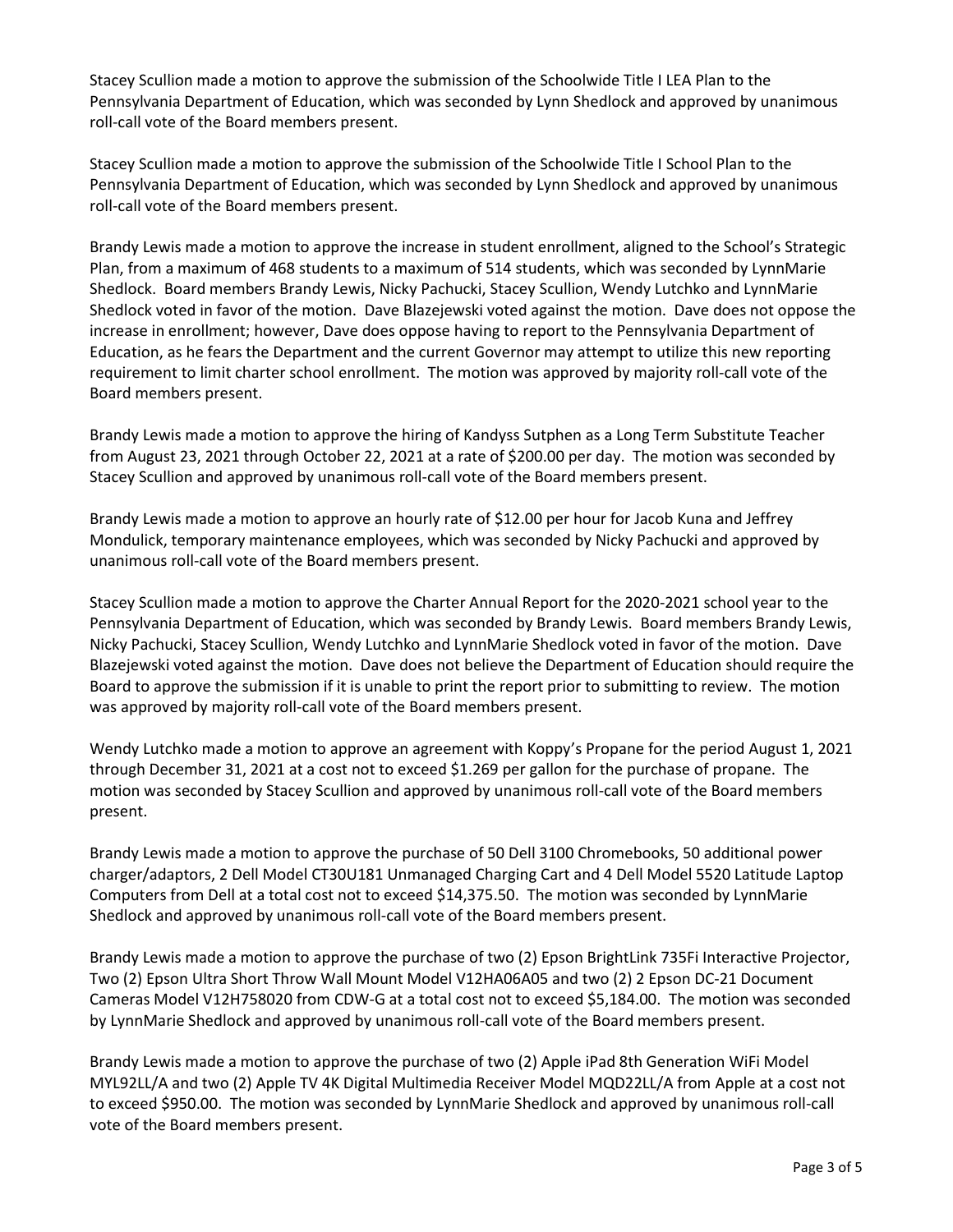Stacey Scullion made a motion to approve the submission of the Schoolwide Title I LEA Plan to the Pennsylvania Department of Education, which was seconded by Lynn Shedlock and approved by unanimous roll-call vote of the Board members present.

Stacey Scullion made a motion to approve the submission of the Schoolwide Title I School Plan to the Pennsylvania Department of Education, which was seconded by Lynn Shedlock and approved by unanimous roll-call vote of the Board members present.

Brandy Lewis made a motion to approve the increase in student enrollment, aligned to the School's Strategic Plan, from a maximum of 468 students to a maximum of 514 students, which was seconded by LynnMarie Shedlock. Board members Brandy Lewis, Nicky Pachucki, Stacey Scullion, Wendy Lutchko and LynnMarie Shedlock voted in favor of the motion. Dave Blazejewski voted against the motion. Dave does not oppose the increase in enrollment; however, Dave does oppose having to report to the Pennsylvania Department of Education, as he fears the Department and the current Governor may attempt to utilize this new reporting requirement to limit charter school enrollment. The motion was approved by majority roll-call vote of the Board members present.

Brandy Lewis made a motion to approve the hiring of Kandyss Sutphen as a Long Term Substitute Teacher from August 23, 2021 through October 22, 2021 at a rate of $200.00 per day. The motion was seconded by Stacey Scullion and approved by unanimous roll-call vote of the Board members present.

Brandy Lewis made a motion to approve an hourly rate of $12.00 per hour for Jacob Kuna and Jeffrey Mondulick, temporary maintenance employees, which was seconded by Nicky Pachucki and approved by unanimous roll-call vote of the Board members present.

Stacey Scullion made a motion to approve the Charter Annual Report for the 2020-2021 school year to the Pennsylvania Department of Education, which was seconded by Brandy Lewis. Board members Brandy Lewis, Nicky Pachucki, Stacey Scullion, Wendy Lutchko and LynnMarie Shedlock voted in favor of the motion. Dave Blazejewski voted against the motion. Dave does not believe the Department of Education should require the Board to approve the submission if it is unable to print the report prior to submitting to review. The motion was approved by majority roll-call vote of the Board members present.

Wendy Lutchko made a motion to approve an agreement with Koppy's Propane for the period August 1, 2021 through December 31, 2021 at a cost not to exceed $1.269 per gallon for the purchase of propane. The motion was seconded by Stacey Scullion and approved by unanimous roll-call vote of the Board members present.

Brandy Lewis made a motion to approve the purchase of 50 Dell 3100 Chromebooks, 50 additional power charger/adaptors, 2 Dell Model CT30U181 Unmanaged Charging Cart and 4 Dell Model 5520 Latitude Laptop Computers from Dell at a total cost not to exceed $14,375.50. The motion was seconded by LynnMarie Shedlock and approved by unanimous roll-call vote of the Board members present.

Brandy Lewis made a motion to approve the purchase of two (2) Epson BrightLink 735Fi Interactive Projector, Two (2) Epson Ultra Short Throw Wall Mount Model V12HA06A05 and two (2) 2 Epson DC-21 Document Cameras Model V12H758020 from CDW-G at a total cost not to exceed $5,184.00. The motion was seconded by LynnMarie Shedlock and approved by unanimous roll-call vote of the Board members present.

Brandy Lewis made a motion to approve the purchase of two (2) Apple iPad 8th Generation WiFi Model MYL92LL/A and two (2) Apple TV 4K Digital Multimedia Receiver Model MQD22LL/A from Apple at a cost not to exceed $950.00. The motion was seconded by LynnMarie Shedlock and approved by unanimous roll-call vote of the Board members present.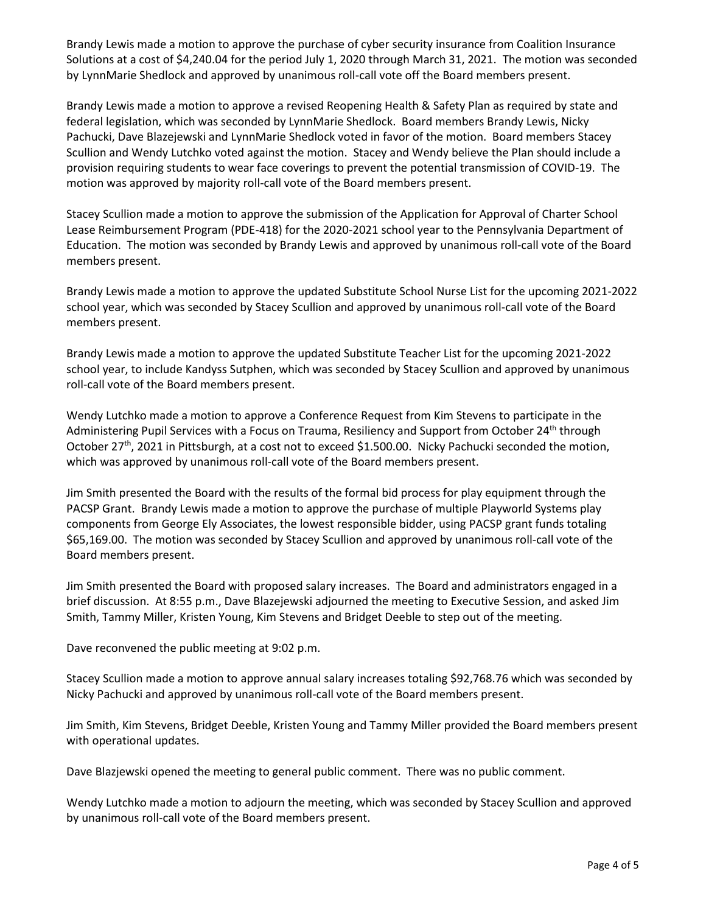Brandy Lewis made a motion to approve the purchase of cyber security insurance from Coalition Insurance Solutions at a cost of $4,240.04 for the period July 1, 2020 through March 31, 2021. The motion was seconded by LynnMarie Shedlock and approved by unanimous roll-call vote off the Board members present.

Brandy Lewis made a motion to approve a revised Reopening Health & Safety Plan as required by state and federal legislation, which was seconded by LynnMarie Shedlock. Board members Brandy Lewis, Nicky Pachucki, Dave Blazejewski and LynnMarie Shedlock voted in favor of the motion. Board members Stacey Scullion and Wendy Lutchko voted against the motion. Stacey and Wendy believe the Plan should include a provision requiring students to wear face coverings to prevent the potential transmission of COVID-19. The motion was approved by majority roll-call vote of the Board members present.

Stacey Scullion made a motion to approve the submission of the Application for Approval of Charter School Lease Reimbursement Program (PDE-418) for the 2020-2021 school year to the Pennsylvania Department of Education. The motion was seconded by Brandy Lewis and approved by unanimous roll-call vote of the Board members present.

Brandy Lewis made a motion to approve the updated Substitute School Nurse List for the upcoming 2021-2022 school year, which was seconded by Stacey Scullion and approved by unanimous roll-call vote of the Board members present.

Brandy Lewis made a motion to approve the updated Substitute Teacher List for the upcoming 2021-2022 school year, to include Kandyss Sutphen, which was seconded by Stacey Scullion and approved by unanimous roll-call vote of the Board members present.

Wendy Lutchko made a motion to approve a Conference Request from Kim Stevens to participate in the Administering Pupil Services with a Focus on Trauma, Resiliency and Support from October 24th through October 27th, 2021 in Pittsburgh, at a cost not to exceed $1.500.00. Nicky Pachucki seconded the motion, which was approved by unanimous roll-call vote of the Board members present.

Jim Smith presented the Board with the results of the formal bid process for play equipment through the PACSP Grant. Brandy Lewis made a motion to approve the purchase of multiple Playworld Systems play components from George Ely Associates, the lowest responsible bidder, using PACSP grant funds totaling $65,169.00. The motion was seconded by Stacey Scullion and approved by unanimous roll-call vote of the Board members present.

Jim Smith presented the Board with proposed salary increases. The Board and administrators engaged in a brief discussion. At 8:55 p.m., Dave Blazejewski adjourned the meeting to Executive Session, and asked Jim Smith, Tammy Miller, Kristen Young, Kim Stevens and Bridget Deeble to step out of the meeting.

Dave reconvened the public meeting at 9:02 p.m.

Stacey Scullion made a motion to approve annual salary increases totaling $92,768.76 which was seconded by Nicky Pachucki and approved by unanimous roll-call vote of the Board members present.

Jim Smith, Kim Stevens, Bridget Deeble, Kristen Young and Tammy Miller provided the Board members present with operational updates.

Dave Blazjewski opened the meeting to general public comment. There was no public comment.

Wendy Lutchko made a motion to adjourn the meeting, which was seconded by Stacey Scullion and approved by unanimous roll-call vote of the Board members present.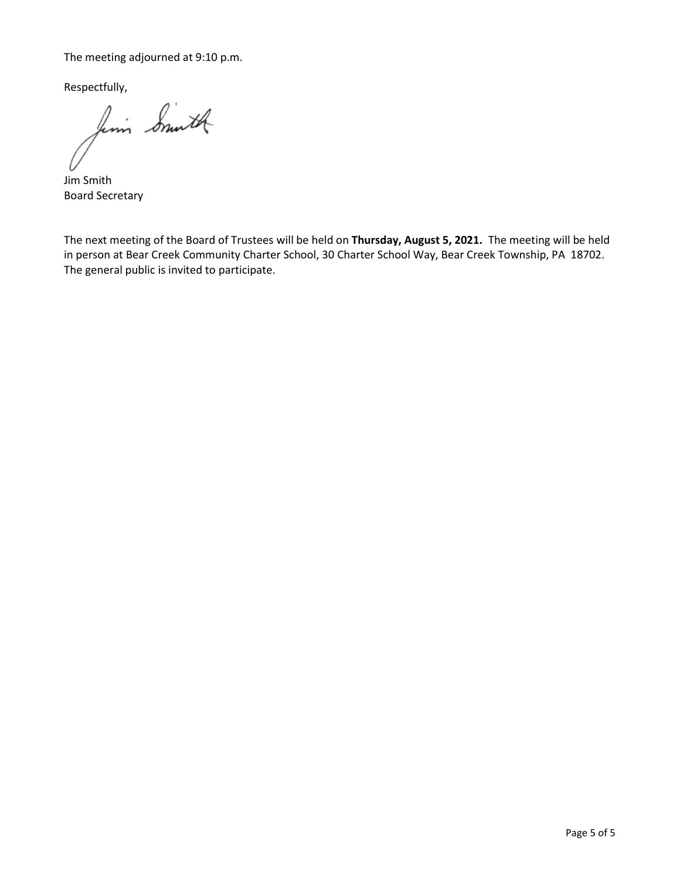The meeting adjourned at 9:10 p.m.

Respectfully,

Jim Smith
Board Secretary

The next meeting of the Board of Trustees will be held on **Thursday, August 5, 2021.** The meeting will be held in person at Bear Creek Community Charter School, 30 Charter School Way, Bear Creek Township, PA 18702. The general public is invited to participate.